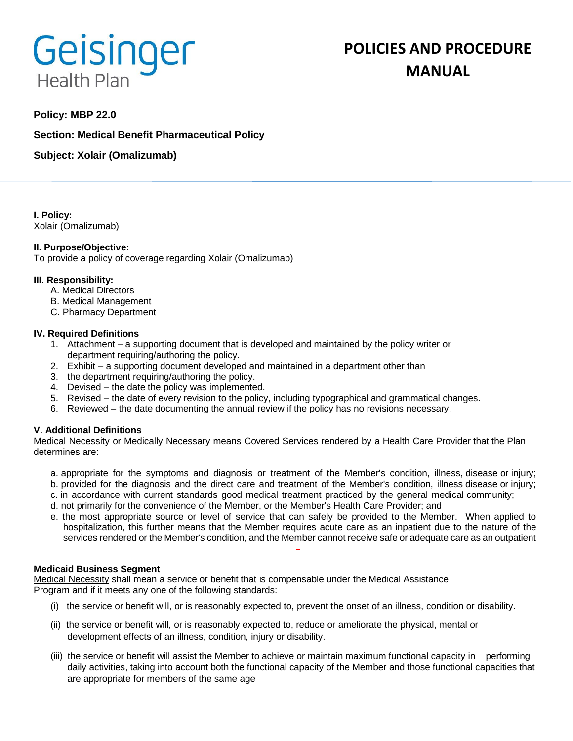Geisinger Health Plan

# POLICIES AND PROCEDURE MANUAL

**Policy: MBP 22.0**

**Section: Medical Benefit Pharmaceutical Policy**

**Subject: Xolair (Omalizumab)**

**I. Policy:**
Xolair (Omalizumab)

**II. Purpose/Objective:**
To provide a policy of coverage regarding Xolair (Omalizumab)

**III. Responsibility:**

A. Medical Directors
B. Medical Management
C. Pharmacy Department

**IV. Required Definitions**

1. Attachment – a supporting document that is developed and maintained by the policy writer or department requiring/authoring the policy.
2. Exhibit – a supporting document developed and maintained in a department other than
3. the department requiring/authoring the policy.
4. Devised – the date the policy was implemented.
5. Revised – the date of every revision to the policy, including typographical and grammatical changes.
6. Reviewed – the date documenting the annual review if the policy has no revisions necessary.

**V. Additional Definitions**
Medical Necessity or Medically Necessary means Covered Services rendered by a Health Care Provider that the Plan determines are:

a. appropriate for the symptoms and diagnosis or treatment of the Member's condition, illness, disease or injury;
b. provided for the diagnosis and the direct care and treatment of the Member's condition, illness disease or injury;
c. in accordance with current standards good medical treatment practiced by the general medical community;
d. not primarily for the convenience of the Member, or the Member's Health Care Provider; and
e. the most appropriate source or level of service that can safely be provided to the Member. When applied to hospitalization, this further means that the Member requires acute care as an inpatient due to the nature of the services rendered or the Member's condition, and the Member cannot receive safe or adequate care as an outpatient

**Medicaid Business Segment**
Medical Necessity shall mean a service or benefit that is compensable under the Medical Assistance Program and if it meets any one of the following standards:

(i) the service or benefit will, or is reasonably expected to, prevent the onset of an illness, condition or disability.

(ii) the service or benefit will, or is reasonably expected to, reduce or ameliorate the physical, mental or development effects of an illness, condition, injury or disability.

(iii) the service or benefit will assist the Member to achieve or maintain maximum functional capacity in performing daily activities, taking into account both the functional capacity of the Member and those functional capacities that are appropriate for members of the same age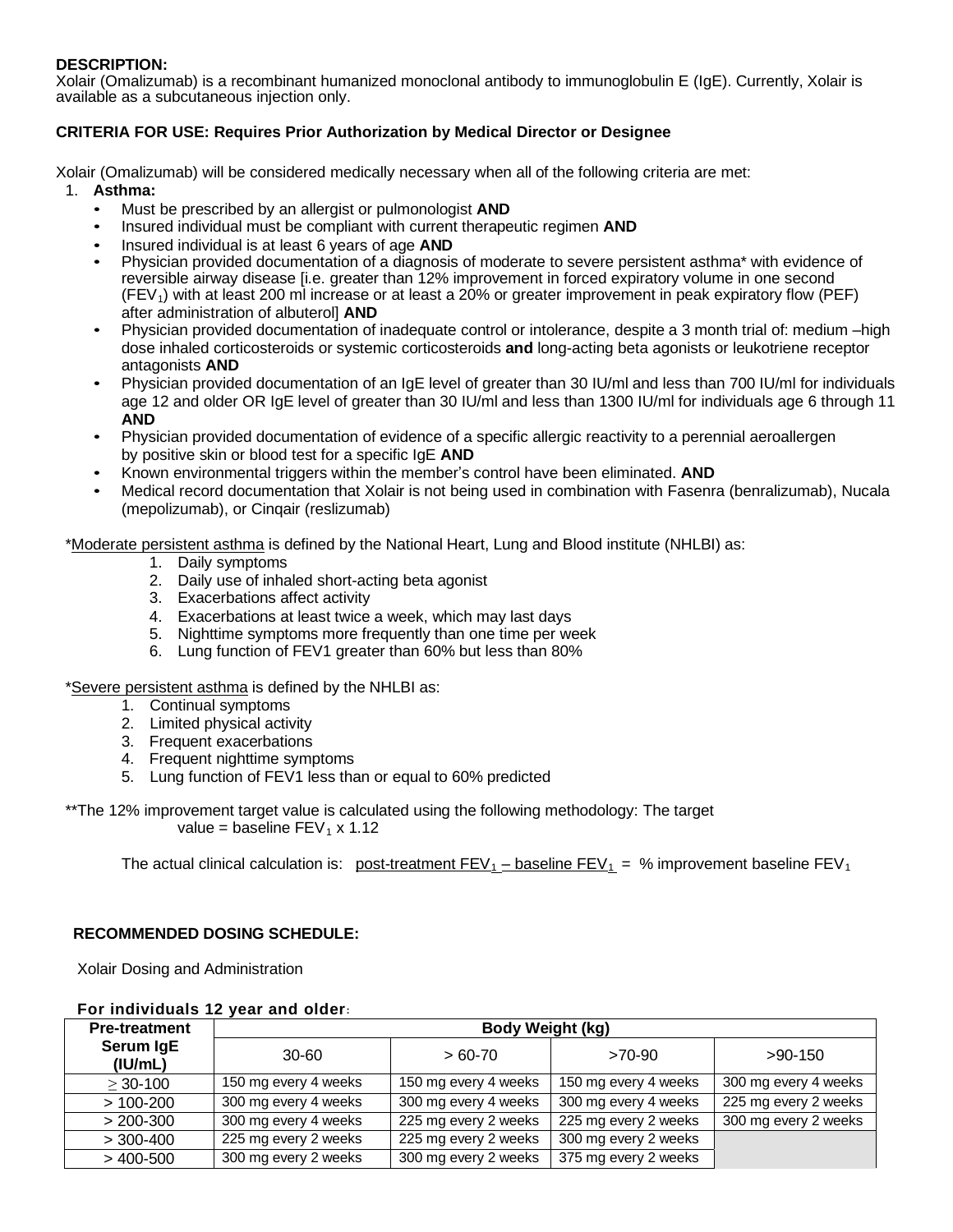**DESCRIPTION:**
Xolair (Omalizumab) is a recombinant humanized monoclonal antibody to immunoglobulin E (IgE). Currently, Xolair is available as a subcutaneous injection only.

**CRITERIA FOR USE: Requires Prior Authorization by Medical Director or Designee**

Xolair (Omalizumab) will be considered medically necessary when all of the following criteria are met:

1. **Asthma:**
   - Must be prescribed by an allergist or pulmonologist **AND**
   - Insured individual must be compliant with current therapeutic regimen **AND**
   - Insured individual is at least 6 years of age **AND**
   - Physician provided documentation of a diagnosis of moderate to severe persistent asthma* with evidence of reversible airway disease [i.e. greater than 12% improvement in forced expiratory volume in one second ($FEV_1$) with at least 200 ml increase or at least a 20% or greater improvement in peak expiratory flow (PEF) after administration of albuterol] **AND**
   - Physician provided documentation of inadequate control or intolerance, despite a 3 month trial of: medium –high dose inhaled corticosteroids or systemic corticosteroids **and** long-acting beta agonists or leukotriene receptor antagonists **AND**
   - Physician provided documentation of an IgE level of greater than 30 IU/ml and less than 700 IU/ml for individuals age 12 and older OR IgE level of greater than 30 IU/ml and less than 1300 IU/ml for individuals age 6 through 11 **AND**
   - Physician provided documentation of evidence of a specific allergic reactivity to a perennial aeroallergen by positive skin or blood test for a specific IgE **AND**
   - Known environmental triggers within the member's control have been eliminated. **AND**
   - Medical record documentation that Xolair is not being used in combination with Fasenra (benralizumab), Nucala (mepolizumab), or Cinqair (reslizumab)

*Moderate persistent asthma is defined by the National Heart, Lung and Blood institute (NHLBI) as:

1. Daily symptoms
2. Daily use of inhaled short-acting beta agonist
3. Exacerbations affect activity
4. Exacerbations at least twice a week, which may last days
5. Nighttime symptoms more frequently than one time per week
6. Lung function of FEV1 greater than 60% but less than 80%

*Severe persistent asthma is defined by the NHLBI as:

1. Continual symptoms
2. Limited physical activity
3. Frequent exacerbations
4. Frequent nighttime symptoms
5. Lung function of FEV1 less than or equal to 60% predicted

**The 12% improvement target value is calculated using the following methodology: The target value = baseline $FEV_1$ x 1.12

The actual clinical calculation is: post-treatment $FEV_1$ – baseline $FEV_1$ = % improvement baseline $FEV_1$

**RECOMMENDED DOSING SCHEDULE:**

Xolair Dosing and Administration

**For individuals 12 year and older:**

| Pre-treatment Serum IgE (IU/mL) | Body Weight (kg) | | | |
|---|---|---|---|---|
| | 30-60 | > 60-70 | >70-90 | >90-150 |
| ≥ 30-100 | 150 mg every 4 weeks | 150 mg every 4 weeks | 150 mg every 4 weeks | 300 mg every 4 weeks |
| > 100-200 | 300 mg every 4 weeks | 300 mg every 4 weeks | 300 mg every 4 weeks | 225 mg every 2 weeks |
| > 200-300 | 300 mg every 4 weeks | 225 mg every 2 weeks | 225 mg every 2 weeks | 300 mg every 2 weeks |
| > 300-400 | 225 mg every 2 weeks | 225 mg every 2 weeks | 300 mg every 2 weeks | |
| > 400-500 | 300 mg every 2 weeks | 300 mg every 2 weeks | 375 mg every 2 weeks | |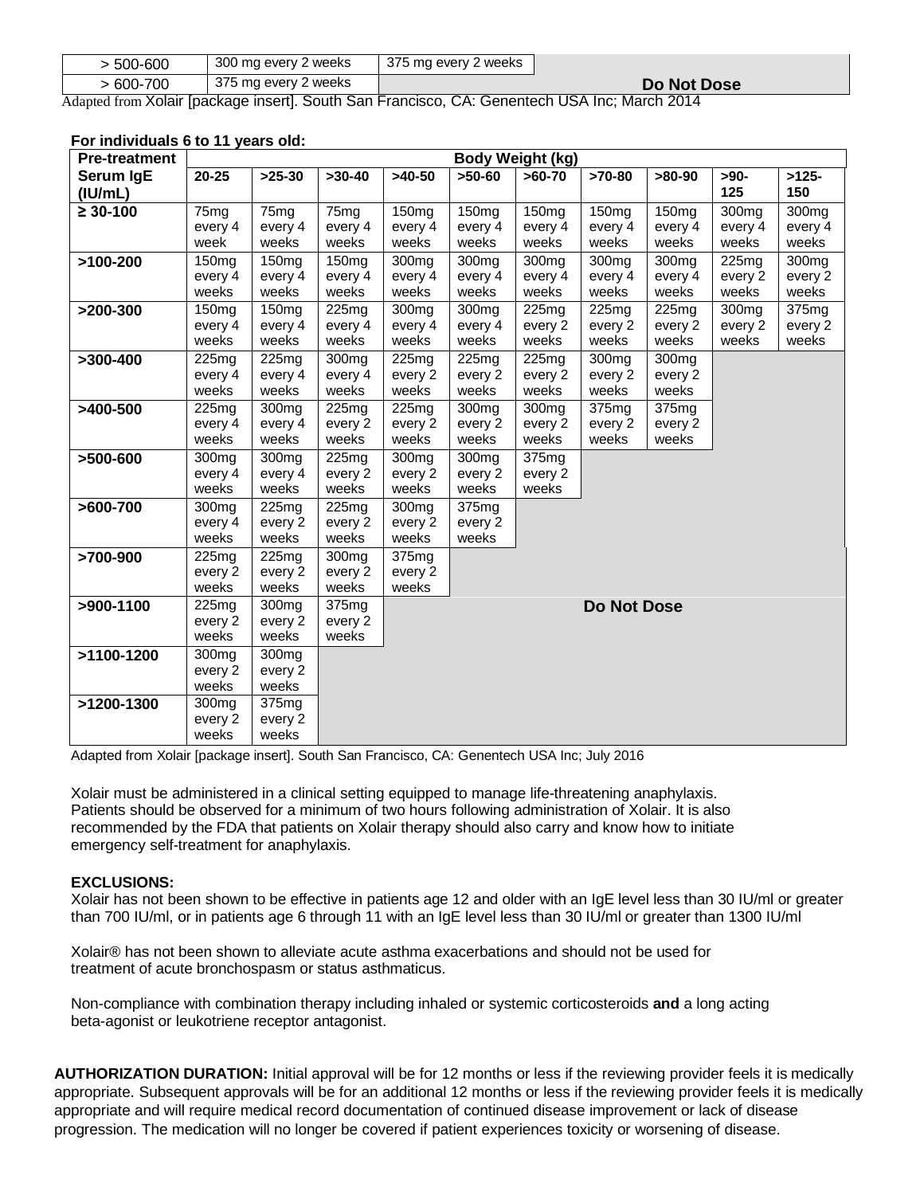| > 500-600 | 300 mg every 2 weeks | 375 mg every 2 weeks | |
|---|---|---|---|
| > 600-700 | 375 mg every 2 weeks | Do Not Dose | |

Adapted from Xolair [package insert]. South San Francisco, CA: Genentech USA Inc; March 2014

**For individuals 6 to 11 years old:**

| Pre-treatment Serum IgE (IU/mL) | Body Weight (kg) | | | | | | | | | |
|---|---|---|---|---|---|---|---|---|---|---|
| | 20-25 | >25-30 | >30-40 | >40-50 | >50-60 | >60-70 | >70-80 | >80-90 | >90-125 | >125-150 |
| ≥ 30-100 | 75mg every 4 week | 75mg every 4 weeks | 75mg every 4 weeks | 150mg every 4 weeks | 150mg every 4 weeks | 150mg every 4 weeks | 150mg every 4 weeks | 150mg every 4 weeks | 300mg every 4 weeks | 300mg every 4 weeks |
| >100-200 | 150mg every 4 weeks | 150mg every 4 weeks | 150mg every 4 weeks | 300mg every 4 weeks | 300mg every 4 weeks | 300mg every 4 weeks | 300mg every 4 weeks | 300mg every 4 weeks | 225mg every 2 weeks | 300mg every 2 weeks |
| >200-300 | 150mg every 4 weeks | 150mg every 4 weeks | 225mg every 4 weeks | 300mg every 4 weeks | 300mg every 4 weeks | 225mg every 2 weeks | 225mg every 2 weeks | 225mg every 2 weeks | 300mg every 2 weeks | 375mg every 2 weeks |
| >300-400 | 225mg every 4 weeks | 225mg every 4 weeks | 300mg every 4 weeks | 225mg every 2 weeks | 225mg every 2 weeks | 225mg every 2 weeks | 300mg every 2 weeks | 300mg every 2 weeks | | |
| >400-500 | 225mg every 4 weeks | 300mg every 4 weeks | 225mg every 2 weeks | 225mg every 2 weeks | 300mg every 2 weeks | 300mg every 2 weeks | 375mg every 2 weeks | 375mg every 2 weeks | | |
| >500-600 | 300mg every 4 weeks | 300mg every 4 weeks | 225mg every 2 weeks | 300mg every 2 weeks | 300mg every 2 weeks | 375mg every 2 weeks | | | | |
| >600-700 | 300mg every 4 weeks | 225mg every 2 weeks | 225mg every 2 weeks | 300mg every 2 weeks | 375mg every 2 weeks | | | | | |
| >700-900 | 225mg every 2 weeks | 225mg every 2 weeks | 300mg every 2 weeks | 375mg every 2 weeks | | | | | | |
| >900-1100 | 225mg every 2 weeks | 300mg every 2 weeks | 375mg every 2 weeks | Do Not Dose | | | | | | |
| >1100-1200 | 300mg every 2 weeks | 300mg every 2 weeks | | | | | | | | |
| >1200-1300 | 300mg every 2 weeks | 375mg every 2 weeks | | | | | | | | |

Adapted from Xolair [package insert]. South San Francisco, CA: Genentech USA Inc; July 2016

Xolair must be administered in a clinical setting equipped to manage life-threatening anaphylaxis. Patients should be observed for a minimum of two hours following administration of Xolair. It is also recommended by the FDA that patients on Xolair therapy should also carry and know how to initiate emergency self-treatment for anaphylaxis.

**EXCLUSIONS:**

Xolair has not been shown to be effective in patients age 12 and older with an IgE level less than 30 IU/ml or greater than 700 IU/ml, or in patients age 6 through 11 with an IgE level less than 30 IU/ml or greater than 1300 IU/ml

Xolair® has not been shown to alleviate acute asthma exacerbations and should not be used for treatment of acute bronchospasm or status asthmaticus.

Non-compliance with combination therapy including inhaled or systemic corticosteroids **and** a long acting beta-agonist or leukotriene receptor antagonist.

**AUTHORIZATION DURATION:** Initial approval will be for 12 months or less if the reviewing provider feels it is medically appropriate. Subsequent approvals will be for an additional 12 months or less if the reviewing provider feels it is medically appropriate and will require medical record documentation of continued disease improvement or lack of disease progression. The medication will no longer be covered if patient experiences toxicity or worsening of disease.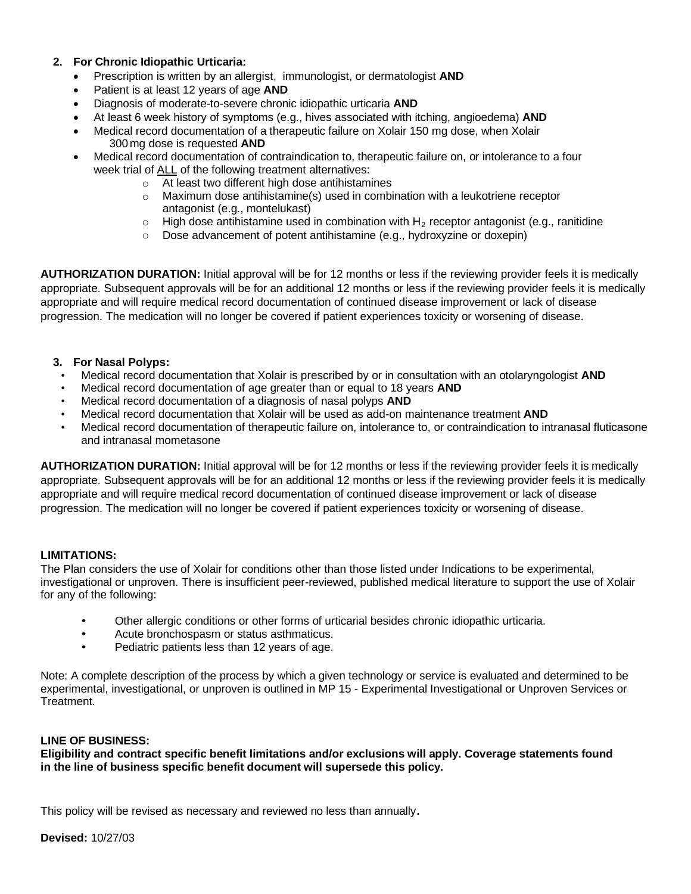2. **For Chronic Idiopathic Urticaria:**
   - Prescription is written by an allergist, immunologist, or dermatologist **AND**
   - Patient is at least 12 years of age **AND**
   - Diagnosis of moderate-to-severe chronic idiopathic urticaria **AND**
   - At least 6 week history of symptoms (e.g., hives associated with itching, angioedema) **AND**
   - Medical record documentation of a therapeutic failure on Xolair 150 mg dose, when Xolair 300 mg dose is requested **AND**
   - Medical record documentation of contraindication to, therapeutic failure on, or intolerance to a four week trial of ALL of the following treatment alternatives:
     - At least two different high dose antihistamines
     - Maximum dose antihistamine(s) used in combination with a leukotriene receptor antagonist (e.g., montelukast)
     - High dose antihistamine used in combination with $H_2$ receptor antagonist (e.g., ranitidine
     - Dose advancement of potent antihistamine (e.g., hydroxyzine or doxepin)

**AUTHORIZATION DURATION:** Initial approval will be for 12 months or less if the reviewing provider feels it is medically appropriate. Subsequent approvals will be for an additional 12 months or less if the reviewing provider feels it is medically appropriate and will require medical record documentation of continued disease improvement or lack of disease progression. The medication will no longer be covered if patient experiences toxicity or worsening of disease.

3. **For Nasal Polyps:**
   - Medical record documentation that Xolair is prescribed by or in consultation with an otolaryngologist **AND**
   - Medical record documentation of age greater than or equal to 18 years **AND**
   - Medical record documentation of a diagnosis of nasal polyps **AND**
   - Medical record documentation that Xolair will be used as add-on maintenance treatment **AND**
   - Medical record documentation of therapeutic failure on, intolerance to, or contraindication to intranasal fluticasone and intranasal mometasone

**AUTHORIZATION DURATION:** Initial approval will be for 12 months or less if the reviewing provider feels it is medically appropriate. Subsequent approvals will be for an additional 12 months or less if the reviewing provider feels it is medically appropriate and will require medical record documentation of continued disease improvement or lack of disease progression. The medication will no longer be covered if patient experiences toxicity or worsening of disease.

**LIMITATIONS:**
The Plan considers the use of Xolair for conditions other than those listed under Indications to be experimental, investigational or unproven. There is insufficient peer-reviewed, published medical literature to support the use of Xolair for any of the following:

- Other allergic conditions or other forms of urticarial besides chronic idiopathic urticaria.
- Acute bronchospasm or status asthmaticus.
- Pediatric patients less than 12 years of age.

Note: A complete description of the process by which a given technology or service is evaluated and determined to be experimental, investigational, or unproven is outlined in MP 15 - Experimental Investigational or Unproven Services or Treatment.

**LINE OF BUSINESS:**
**Eligibility and contract specific benefit limitations and/or exclusions will apply. Coverage statements found in the line of business specific benefit document will supersede this policy.**

This policy will be revised as necessary and reviewed no less than annually.

**Devised:** 10/27/03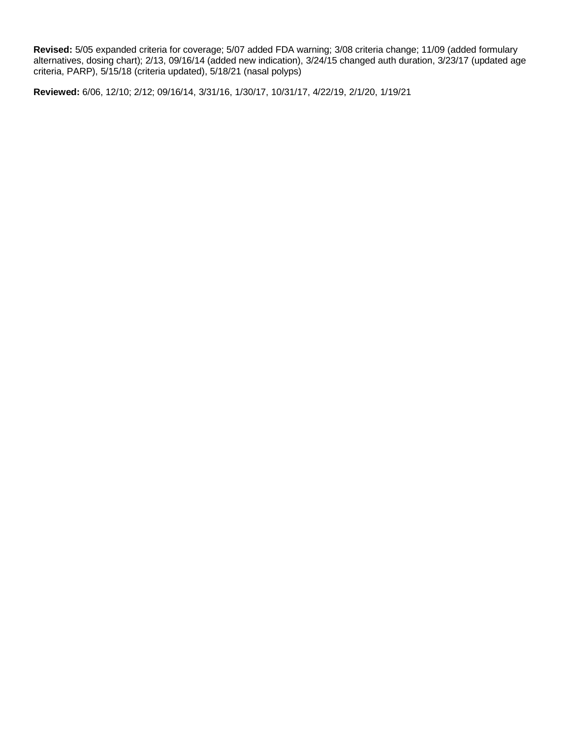**Revised:** 5/05 expanded criteria for coverage; 5/07 added FDA warning; 3/08 criteria change; 11/09 (added formulary alternatives, dosing chart); 2/13, 09/16/14 (added new indication), 3/24/15 changed auth duration, 3/23/17 (updated age criteria, PARP), 5/15/18 (criteria updated), 5/18/21 (nasal polyps)

**Reviewed:** 6/06, 12/10; 2/12; 09/16/14, 3/31/16, 1/30/17, 10/31/17, 4/22/19, 2/1/20, 1/19/21